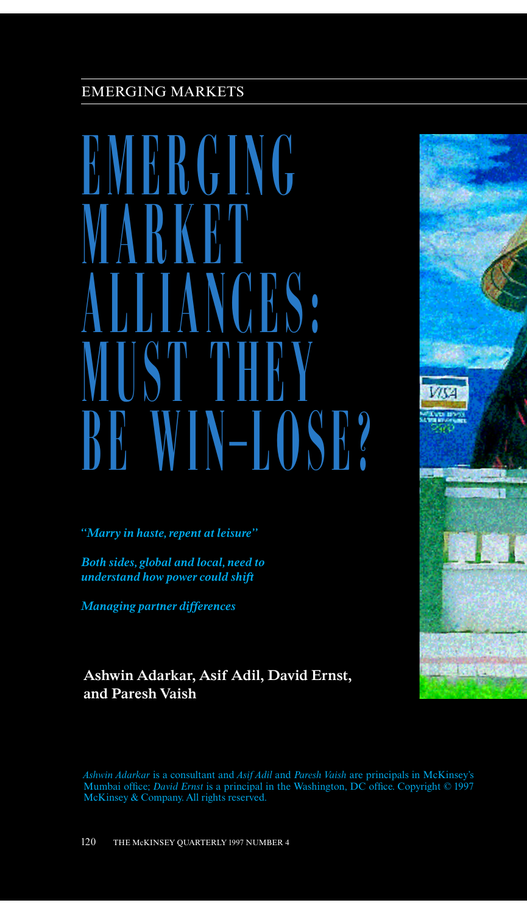EMERGING MARKETS

# EMERGING MARKET ALLIANCES: MUST THEY BE WIN-LOSE?

*"Marry in haste, repent at leisure"*

***Both sides, global and local, need to understand how power could shift***

***Managing partner differences***

**Ashwin Adarkar, Asif Adil, David Ernst, and Paresh Vaish**

*Ashwin Adarkar* is a consultant and *Asif Adil* and *Paresh Vaish* are principals in McKinsey's Mumbai office; *David Ernst* is a principal in the Washington, DC office. Copyright © 1997 McKinsey & Company. All rights reserved.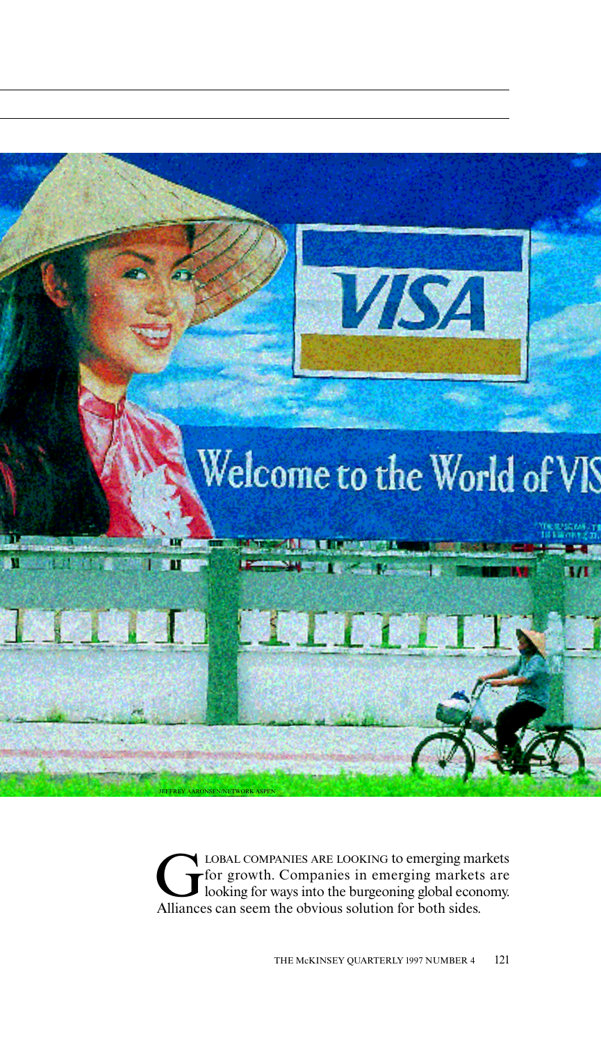Global companies are looking to emerging markets for growth. Companies in emerging markets are looking for ways into the burgeoning global economy. Alliances can seem the obvious solution for both sides.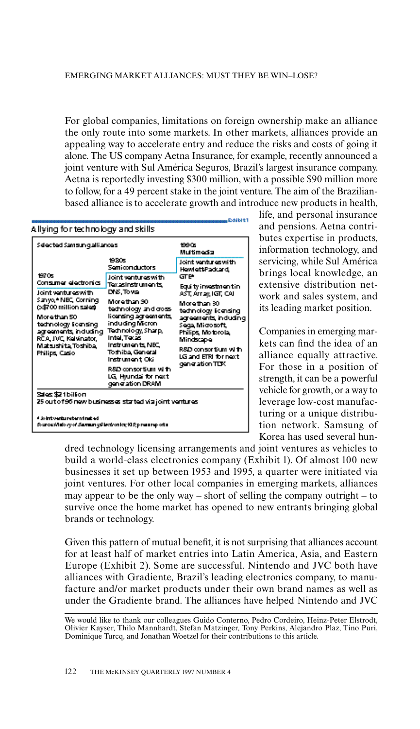For global companies, limitations on foreign ownership make an alliance the only route into some markets. In other markets, alliances provide an appealing way to accelerate entry and reduce the risks and costs of going it alone. The US company Aetna Insurance, for example, recently announced a joint venture with Sul América Seguros, Brazil's largest insurance company. Aetna is reportedly investing $300 million, with a possible $90 million more to follow, for a 49 percent stake in the joint venture. The aim of the Brazilian-based alliance is to accelerate growth and introduce new products in health, life, and personal insurance and pensions. Aetna contributes expertise in products, information technology, and servicing, while Sul América brings local knowledge, an extensive distribution network and sales system, and its leading market position.

Exhibit 1

**Allying for technology and skills**

| Selected Samsung alliances | | |
|---|---|---|
| **1970s Consumer electronics** | **1980s Semiconductors** | **1990s Multimedia** |
| Joint ventures with Sanyo,* NEC, Corning (>$700 million sales) | Joint ventures with Texas Instruments, DNS, Towa | Joint ventures with Hewlett-Packard, GTE* |
| More than 50 technology licensing agreements, including RCA, JVC, Kelvinator, Matsushita, Toshiba, Philips, Casio | More than 30 technology and cross-licensing agreements, including Micron Technology, Sharp, Intel, Texas Instruments, NEC, Toshiba, General Instrument, Oki | Equity investment in AST, Array, IGT, CAI |
| | R&D consortium with LG, Hyundai for next generation DRAM | More than 30 technology licensing agreements, including Sega, Microsoft, Philips, Motorola, Mindscape |
| | | R&D consortium with LG and ETRI for next generation TDX |

Sales: $21 billion
25 out of 96 new businesses started via joint ventures

\* Joint venture terminated
Source: *History of Samsung Electronics*; IIS; press reports

Companies in emerging markets can find the idea of an alliance equally attractive. For those in a position of strength, it can be a powerful vehicle for growth, or a way to leverage low-cost manufacturing or a unique distribution network. Samsung of Korea has used several hundred technology licensing arrangements and joint ventures as vehicles to build a world-class electronics company (Exhibit 1). Of almost 100 new businesses it set up between 1953 and 1995, a quarter were initiated via joint ventures. For other local companies in emerging markets, alliances may appear to be the only way – short of selling the company outright – to survive once the home market has opened to new entrants bringing global brands or technology.

Given this pattern of mutual benefit, it is not surprising that alliances account for at least half of market entries into Latin America, Asia, and Eastern Europe (Exhibit 2). Some are successful. Nintendo and JVC both have alliances with Gradiente, Brazil's leading electronics company, to manufacture and/or market products under their own brand names as well as under the Gradiente brand. The alliances have helped Nintendo and JVC

---

We would like to thank our colleagues Guido Conterno, Pedro Cordeiro, Heinz-Peter Elstrodt, Olivier Kayser, Thilo Mannhardt, Stefan Matzinger, Tony Perkins, Alejandro Plaz, Tino Puri, Dominique Turcq, and Jonathan Woetzel for their contributions to this article.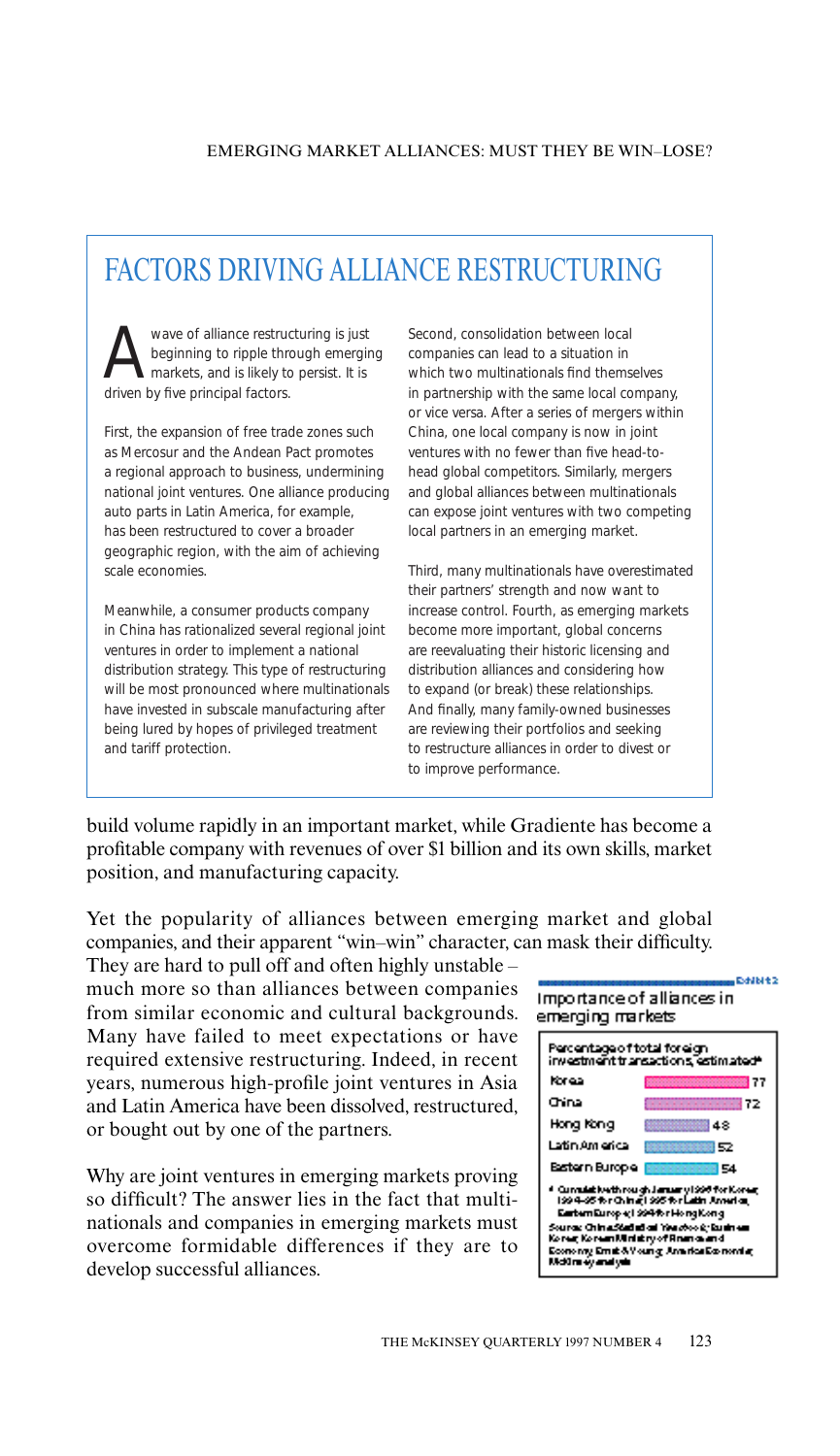## FACTORS DRIVING ALLIANCE RESTRUCTURING

A wave of alliance restructuring is just beginning to ripple through emerging markets, and is likely to persist. It is driven by five principal factors.

First, the expansion of free trade zones such as Mercosur and the Andean Pact promotes a regional approach to business, undermining national joint ventures. One alliance producing auto parts in Latin America, for example, has been restructured to cover a broader geographic region, with the aim of achieving scale economies.

Meanwhile, a consumer products company in China has rationalized several regional joint ventures in order to implement a national distribution strategy. This type of restructuring will be most pronounced where multinationals have invested in subscale manufacturing after being lured by hopes of privileged treatment and tariff protection.

Second, consolidation between local companies can lead to a situation in which two multinationals find themselves in partnership with the same local company, or vice versa. After a series of mergers within China, one local company is now in joint ventures with no fewer than five head-to-head global competitors. Similarly, mergers and global alliances between multinationals can expose joint ventures with two competing local partners in an emerging market.

Third, many multinationals have overestimated their partners' strength and now want to increase control. Fourth, as emerging markets become more important, global concerns are reevaluating their historic licensing and distribution alliances and considering how to expand (or break) these relationships. And finally, many family-owned businesses are reviewing their portfolios and seeking to restructure alliances in order to divest or to improve performance.

build volume rapidly in an important market, while Gradiente has become a profitable company with revenues of over $1 billion and its own skills, market position, and manufacturing capacity.

Yet the popularity of alliances between emerging market and global companies, and their apparent "win–win" character, can mask their difficulty. They are hard to pull off and often highly unstable – much more so than alliances between companies from similar economic and cultural backgrounds. Many have failed to meet expectations or have required extensive restructuring. Indeed, in recent years, numerous high-profile joint ventures in Asia and Latin America have been dissolved, restructured, or bought out by one of the partners.

Exhibit 2

**Importance of alliances in emerging markets**

| Percentage of total foreign investment transactions, estimated* | |
|---|---|
| Korea | 77 |
| China | 72 |
| Hong Kong | 48 |
| Latin America | 52 |
| Eastern Europe | 54 |

* Cumulative through January 1996 for Korea; 1994–95 for China; 1995 for Latin America, Eastern Europe; 1994 for Hong Kong

Source: China Statistical Yearbook; Business Korea; Korean Ministry of Finance and Economy; Ernst & Young; America Economia; McKinsey analysis

Why are joint ventures in emerging markets proving so difficult? The answer lies in the fact that multinationals and companies in emerging markets must overcome formidable differences if they are to develop successful alliances.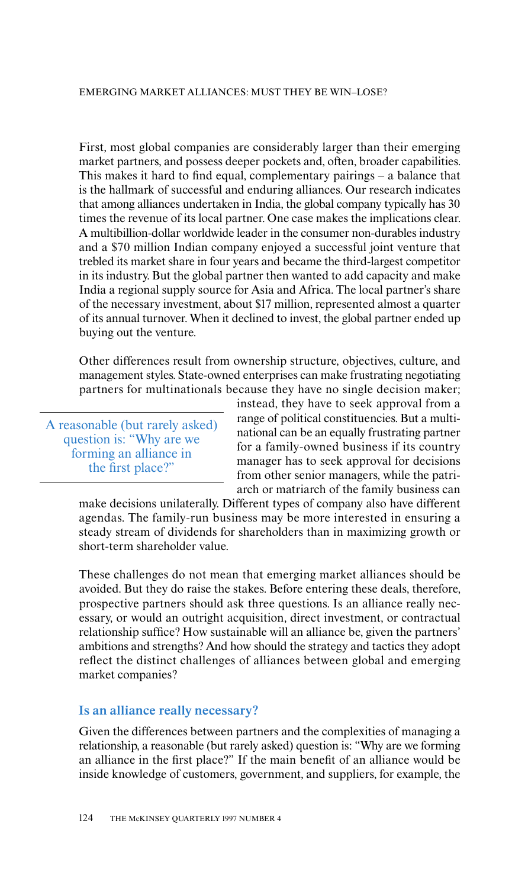First, most global companies are considerably larger than their emerging market partners, and possess deeper pockets and, often, broader capabilities. This makes it hard to find equal, complementary pairings – a balance that is the hallmark of successful and enduring alliances. Our research indicates that among alliances undertaken in India, the global company typically has 30 times the revenue of its local partner. One case makes the implications clear. A multibillion-dollar worldwide leader in the consumer non-durables industry and a $70 million Indian company enjoyed a successful joint venture that trebled its market share in four years and became the third-largest competitor in its industry. But the global partner then wanted to add capacity and make India a regional supply source for Asia and Africa. The local partner's share of the necessary investment, about $17 million, represented almost a quarter of its annual turnover. When it declined to invest, the global partner ended up buying out the venture.

Other differences result from ownership structure, objectives, culture, and management styles. State-owned enterprises can make frustrating negotiating partners for multinationals because they have no single decision maker; instead, they have to seek approval from a range of political constituencies. But a multinational can be an equally frustrating partner for a family-owned business if its country manager has to seek approval for decisions from other senior managers, while the patriarch or matriarch of the family business can make decisions unilaterally. Different types of company also have different agendas. The family-run business may be more interested in ensuring a steady stream of dividends for shareholders than in maximizing growth or short-term shareholder value.

> A reasonable (but rarely asked) question is: "Why are we forming an alliance in the first place?"

These challenges do not mean that emerging market alliances should be avoided. But they do raise the stakes. Before entering these deals, therefore, prospective partners should ask three questions. Is an alliance really necessary, or would an outright acquisition, direct investment, or contractual relationship suffice? How sustainable will an alliance be, given the partners' ambitions and strengths? And how should the strategy and tactics they adopt reflect the distinct challenges of alliances between global and emerging market companies?

## Is an alliance really necessary?

Given the differences between partners and the complexities of managing a relationship, a reasonable (but rarely asked) question is: "Why are we forming an alliance in the first place?" If the main benefit of an alliance would be inside knowledge of customers, government, and suppliers, for example, the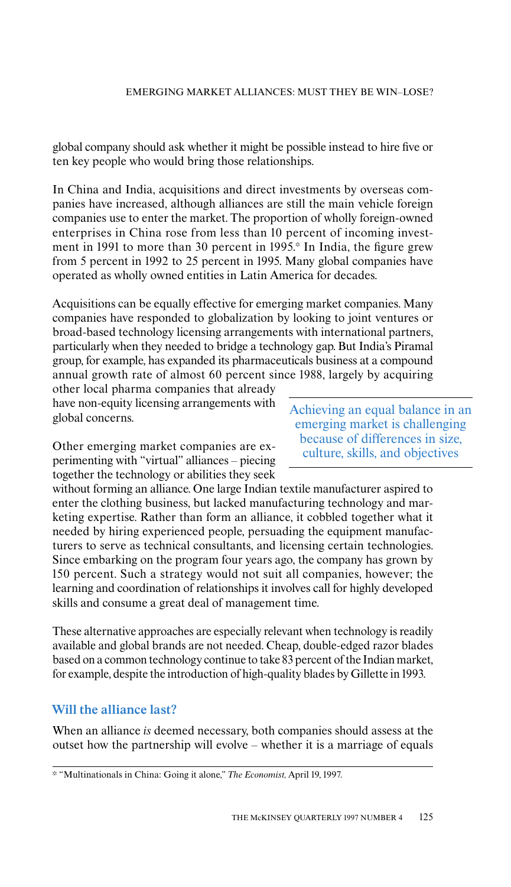global company should ask whether it might be possible instead to hire five or ten key people who would bring those relationships.

In China and India, acquisitions and direct investments by overseas companies have increased, although alliances are still the main vehicle foreign companies use to enter the market. The proportion of wholly foreign-owned enterprises in China rose from less than 10 percent of incoming investment in 1991 to more than 30 percent in 1995.* In India, the figure grew from 5 percent in 1992 to 25 percent in 1995. Many global companies have operated as wholly owned entities in Latin America for decades.

Acquisitions can be equally effective for emerging market companies. Many companies have responded to globalization by looking to joint ventures or broad-based technology licensing arrangements with international partners, particularly when they needed to bridge a technology gap. But India's Piramal group, for example, has expanded its pharmaceuticals business at a compound annual growth rate of almost 60 percent since 1988, largely by acquiring other local pharma companies that already have non-equity licensing arrangements with global concerns.

> Achieving an equal balance in an emerging market is challenging because of differences in size, culture, skills, and objectives

Other emerging market companies are experimenting with "virtual" alliances – piecing together the technology or abilities they seek without forming an alliance. One large Indian textile manufacturer aspired to enter the clothing business, but lacked manufacturing technology and marketing expertise. Rather than form an alliance, it cobbled together what it needed by hiring experienced people, persuading the equipment manufacturers to serve as technical consultants, and licensing certain technologies. Since embarking on the program four years ago, the company has grown by 150 percent. Such a strategy would not suit all companies, however; the learning and coordination of relationships it involves call for highly developed skills and consume a great deal of management time.

These alternative approaches are especially relevant when technology is readily available and global brands are not needed. Cheap, double-edged razor blades based on a common technology continue to take 83 percent of the Indian market, for example, despite the introduction of high-quality blades by Gillette in 1993.

## Will the alliance last?

When an alliance *is* deemed necessary, both companies should assess at the outset how the partnership will evolve – whether it is a marriage of equals

---

* "Multinationals in China: Going it alone," *The Economist,* April 19, 1997.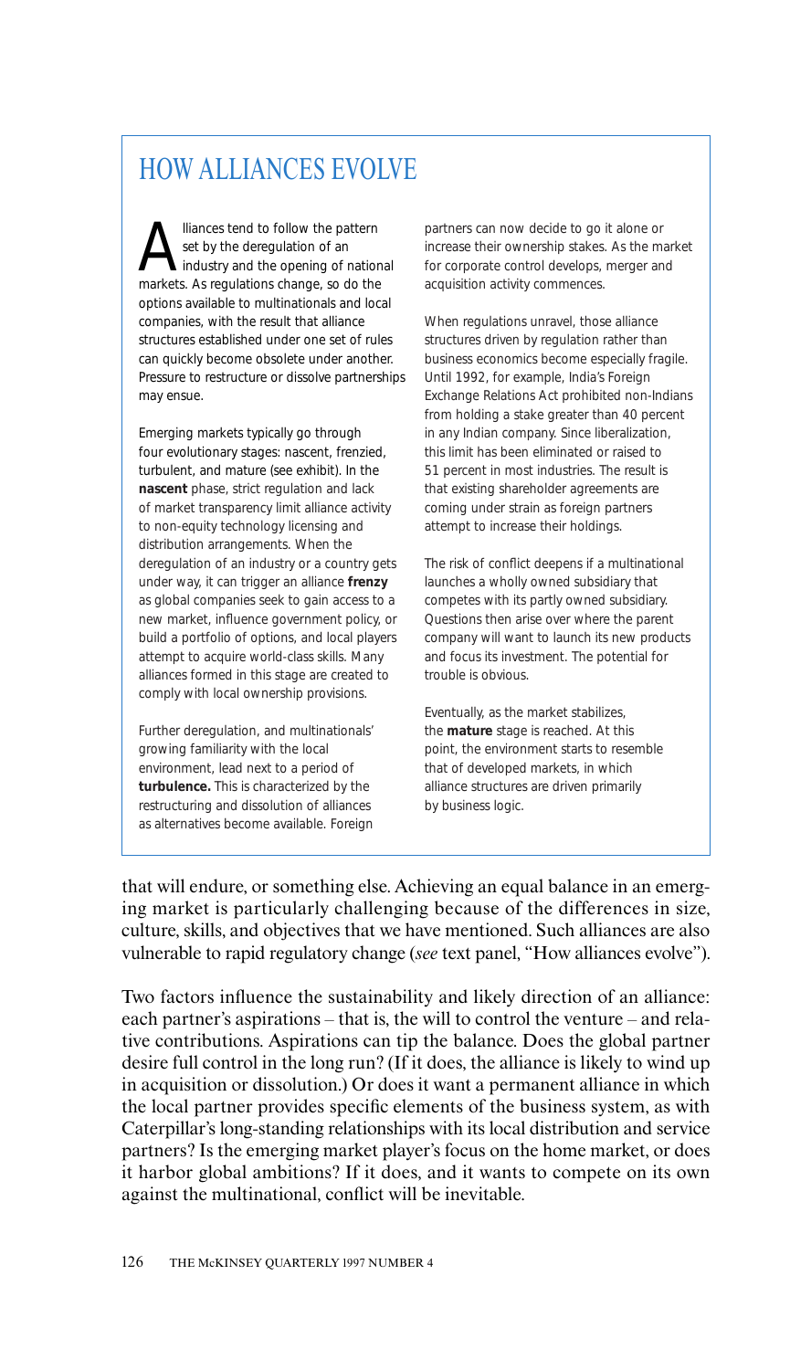## HOW ALLIANCES EVOLVE

Alliances tend to follow the pattern set by the deregulation of an industry and the opening of national markets. As regulations change, so do the options available to multinationals and local companies, with the result that alliance structures established under one set of rules can quickly become obsolete under another. Pressure to restructure or dissolve partnerships may ensue.

Emerging markets typically go through four evolutionary stages: nascent, frenzied, turbulent, and mature (see exhibit). In the **nascent** phase, strict regulation and lack of market transparency limit alliance activity to non-equity technology licensing and distribution arrangements. When the deregulation of an industry or a country gets under way, it can trigger an alliance **frenzy** as global companies seek to gain access to a new market, influence government policy, or build a portfolio of options, and local players attempt to acquire world-class skills. Many alliances formed in this stage are created to comply with local ownership provisions.

Further deregulation, and multinationals' growing familiarity with the local environment, lead next to a period of **turbulence.** This is characterized by the restructuring and dissolution of alliances as alternatives become available. Foreign partners can now decide to go it alone or increase their ownership stakes. As the market for corporate control develops, merger and acquisition activity commences.

When regulations unravel, those alliance structures driven by regulation rather than business economics become especially fragile. Until 1992, for example, India's Foreign Exchange Relations Act prohibited non-Indians from holding a stake greater than 40 percent in any Indian company. Since liberalization, this limit has been eliminated or raised to 51 percent in most industries. The result is that existing shareholder agreements are coming under strain as foreign partners attempt to increase their holdings.

The risk of conflict deepens if a multinational launches a wholly owned subsidiary that competes with its partly owned subsidiary. Questions then arise over where the parent company will want to launch its new products and focus its investment. The potential for trouble is obvious.

Eventually, as the market stabilizes, the **mature** stage is reached. At this point, the environment starts to resemble that of developed markets, in which alliance structures are driven primarily by business logic.

---

that will endure, or something else. Achieving an equal balance in an emerging market is particularly challenging because of the differences in size, culture, skills, and objectives that we have mentioned. Such alliances are also vulnerable to rapid regulatory change (*see* text panel, "How alliances evolve").

Two factors influence the sustainability and likely direction of an alliance: each partner's aspirations – that is, the will to control the venture – and relative contributions. Aspirations can tip the balance. Does the global partner desire full control in the long run? (If it does, the alliance is likely to wind up in acquisition or dissolution.) Or does it want a permanent alliance in which the local partner provides specific elements of the business system, as with Caterpillar's long-standing relationships with its local distribution and service partners? Is the emerging market player's focus on the home market, or does it harbor global ambitions? If it does, and it wants to compete on its own against the multinational, conflict will be inevitable.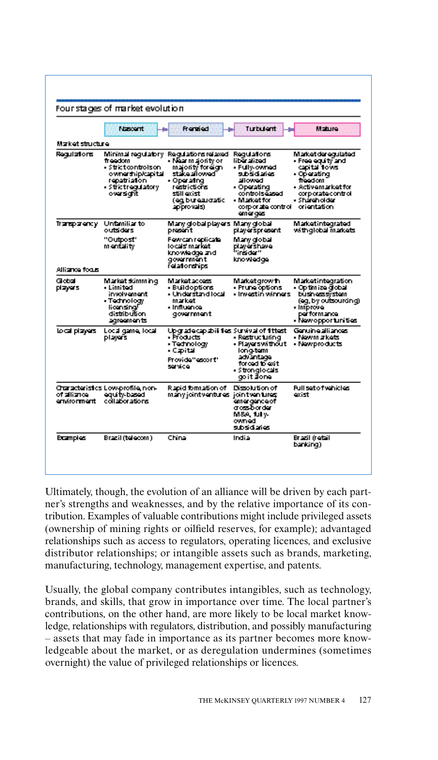Four stages of market evolution

| | Nascent | Frenzied | Turbulent | Mature |
|---|---|---|---|---|
| **Market structure** | | | | |
| Regulations | Minimal regulatory freedom<br>• Strict controls on ownership/capital repatriation<br>• Strict regulatory oversight | Regulations relaxed<br>• Near majority or majority foreign stake allowed<br>• Operating restrictions still exist (eg, bureaucratic approvals) | Regulations liberalized<br>• Fully-owned subsidiaries allowed<br>• Operating controls eased<br>• Market for corporate control emerges | Market deregulated<br>• Free equity and capital flows<br>• Operating freedom<br>• Active market for corporate control<br>• Shareholder orientation |
| Transparency | Unfamiliar to outsiders<br>"Outpost" mentality | Many global players present<br>Few can replicate locals' market knowledge and government relationships | Many global players present<br>Many global players have "insider" knowledge | Market integrated with global markets |
| **Alliance focus** | | | | |
| Global players | Market skimming<br>• Limited involvement<br>• Technology licensing/distribution agreements | Market access<br>• Build options<br>• Understand local market<br>• Influence government | Market growth<br>• Prune options<br>• Invest in winners | Market integration<br>• Optimize global business system (eg, by outsourcing)<br>• Improve performance<br>• New opportunities |
| Local players | Local game, local players | Upgrade capabilities<br>• Products<br>• Technology<br>• Capital<br>Provide "escort" service | Survival of fittest<br>• Restructuring<br>• Players without long-term advantage forced to exit<br>• Strong locals go it alone | Genuine alliances<br>• New markets<br>• New products |
| Characteristics of alliance environment | Low-profile, non-equity-based collaborations | Rapid formation of many joint ventures | Dissolution of joint ventures; emergence of cross-border M&A, fully-owned subsidiaries | Full set of vehicles exist |
| Examples | Brazil (telecom) | China | India | Brazil (retail banking) |

Ultimately, though, the evolution of an alliance will be driven by each partner's strengths and weaknesses, and by the relative importance of its contribution. Examples of valuable contributions might include privileged assets (ownership of mining rights or oilfield reserves, for example); advantaged relationships such as access to regulators, operating licences, and exclusive distributor relationships; or intangible assets such as brands, marketing, manufacturing, technology, management expertise, and patents.

Usually, the global company contributes intangibles, such as technology, brands, and skills, that grow in importance over time. The local partner's contributions, on the other hand, are more likely to be local market knowledge, relationships with regulators, distribution, and possibly manufacturing – assets that may fade in importance as its partner becomes more knowledgeable about the market, or as deregulation undermines (sometimes overnight) the value of privileged relationships or licences.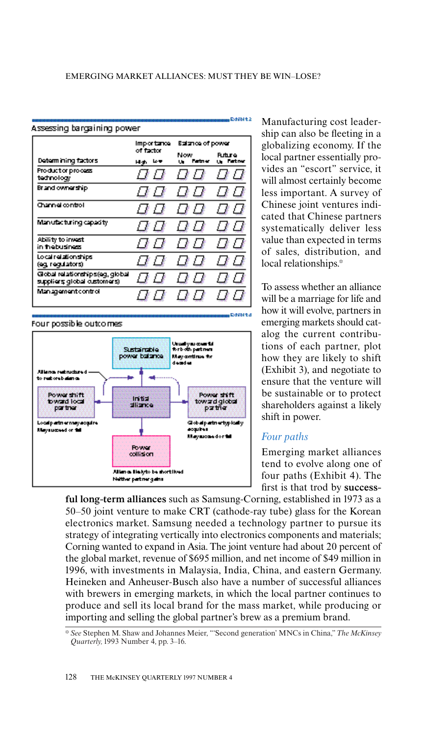Exhibit 2

**Assessing bargaining power**

| Determining factors | Importance of factor | | Balance of power | | | |
|---|---|---|---|---|---|---|
| | | | Now | | Future | |
| | High | Low | Us | Partner | Us | Partner |
| Product or process technology | | | | | | |
| Brand ownership | | | | | | |
| Channel control | | | | | | |
| Manufacturing capacity | | | | | | |
| Ability to invest in the business | | | | | | |
| Local relationships (eg, regulators) | | | | | | |
| Global relationships (eg, global suppliers, global customers) | | | | | | |
| Management control | | | | | | |

Exhibit 4

**Four possible outcomes**

- Sustainable power balance — Usually successful for both partners. May continue for decades
- Alliance restructured to restore balance
- Power shift toward local partner — Local partner may acquire. May succeed or fail
- Initial alliance
- Power shift toward global partner — Global partner typically acquires. May succeed or fail
- Power collision — Alliance likely to be short lived. Neither partner gains

Manufacturing cost leadership can also be fleeting in a globalizing economy. If the local partner essentially provides an "escort" service, it will almost certainly become less important. A survey of Chinese joint ventures indicated that Chinese partners systematically deliver less value than expected in terms of sales, distribution, and local relationships.*

To assess whether an alliance will be a marriage for life and how it will evolve, partners in emerging markets should catalog the current contributions of each partner, plot how they are likely to shift (Exhibit 3), and negotiate to ensure that the venture will be sustainable or to protect shareholders against a likely shift in power.

## *Four paths*

Emerging market alliances tend to evolve along one of four paths (Exhibit 4). The first is that trod by **successful long-term alliances** such as Samsung-Corning, established in 1973 as a 50–50 joint venture to make CRT (cathode-ray tube) glass for the Korean electronics market. Samsung needed a technology partner to pursue its strategy of integrating vertically into electronics components and materials; Corning wanted to expand in Asia. The joint venture had about 20 percent of the global market, revenue of $695 million, and net income of $49 million in 1996, with investments in Malaysia, India, China, and eastern Germany. Heineken and Anheuser-Busch also have a number of successful alliances with brewers in emerging markets, in which the local partner continues to produce and sell its local brand for the mass market, while producing or importing and selling the global partner's brew as a premium brand.

\* *See* Stephen M. Shaw and Johannes Meier, "'Second generation' MNCs in China," *The McKinsey Quarterly,* 1993 Number 4, pp. 3–16.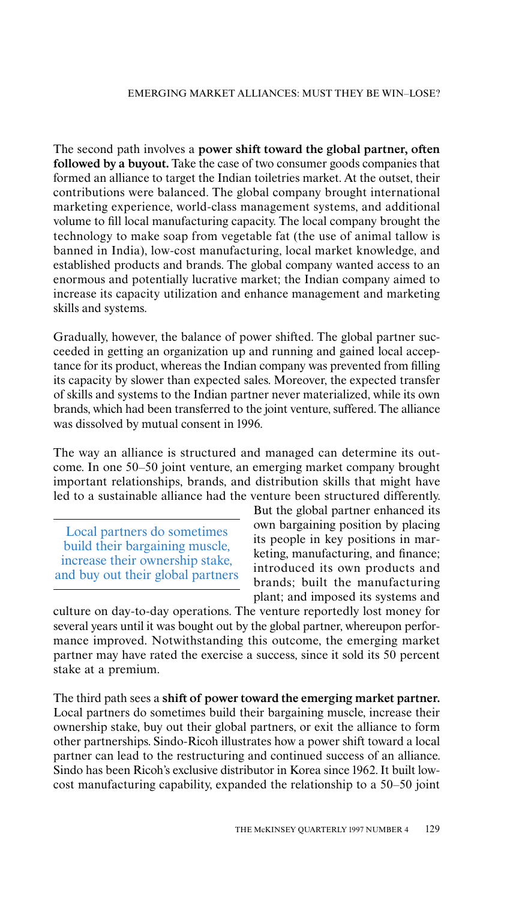The second path involves a **power shift toward the global partner, often followed by a buyout.** Take the case of two consumer goods companies that formed an alliance to target the Indian toiletries market. At the outset, their contributions were balanced. The global company brought international marketing experience, world-class management systems, and additional volume to fill local manufacturing capacity. The local company brought the technology to make soap from vegetable fat (the use of animal tallow is banned in India), low-cost manufacturing, local market knowledge, and established products and brands. The global company wanted access to an enormous and potentially lucrative market; the Indian company aimed to increase its capacity utilization and enhance management and marketing skills and systems.

Gradually, however, the balance of power shifted. The global partner succeeded in getting an organization up and running and gained local acceptance for its product, whereas the Indian company was prevented from filling its capacity by slower than expected sales. Moreover, the expected transfer of skills and systems to the Indian partner never materialized, while its own brands, which had been transferred to the joint venture, suffered. The alliance was dissolved by mutual consent in 1996.

The way an alliance is structured and managed can determine its outcome. In one 50–50 joint venture, an emerging market company brought important relationships, brands, and distribution skills that might have led to a sustainable alliance had the venture been structured differently. But the global partner enhanced its own bargaining position by placing its people in key positions in marketing, manufacturing, and finance; introduced its own products and brands; built the manufacturing plant; and imposed its systems and culture on day-to-day operations. The venture reportedly lost money for several years until it was bought out by the global partner, whereupon performance improved. Notwithstanding this outcome, the emerging market partner may have rated the exercise a success, since it sold its 50 percent stake at a premium.

> Local partners do sometimes build their bargaining muscle, increase their ownership stake, and buy out their global partners

The third path sees a **shift of power toward the emerging market partner.** Local partners do sometimes build their bargaining muscle, increase their ownership stake, buy out their global partners, or exit the alliance to form other partnerships. Sindo-Ricoh illustrates how a power shift toward a local partner can lead to the restructuring and continued success of an alliance. Sindo has been Ricoh's exclusive distributor in Korea since 1962. It built low-cost manufacturing capability, expanded the relationship to a 50–50 joint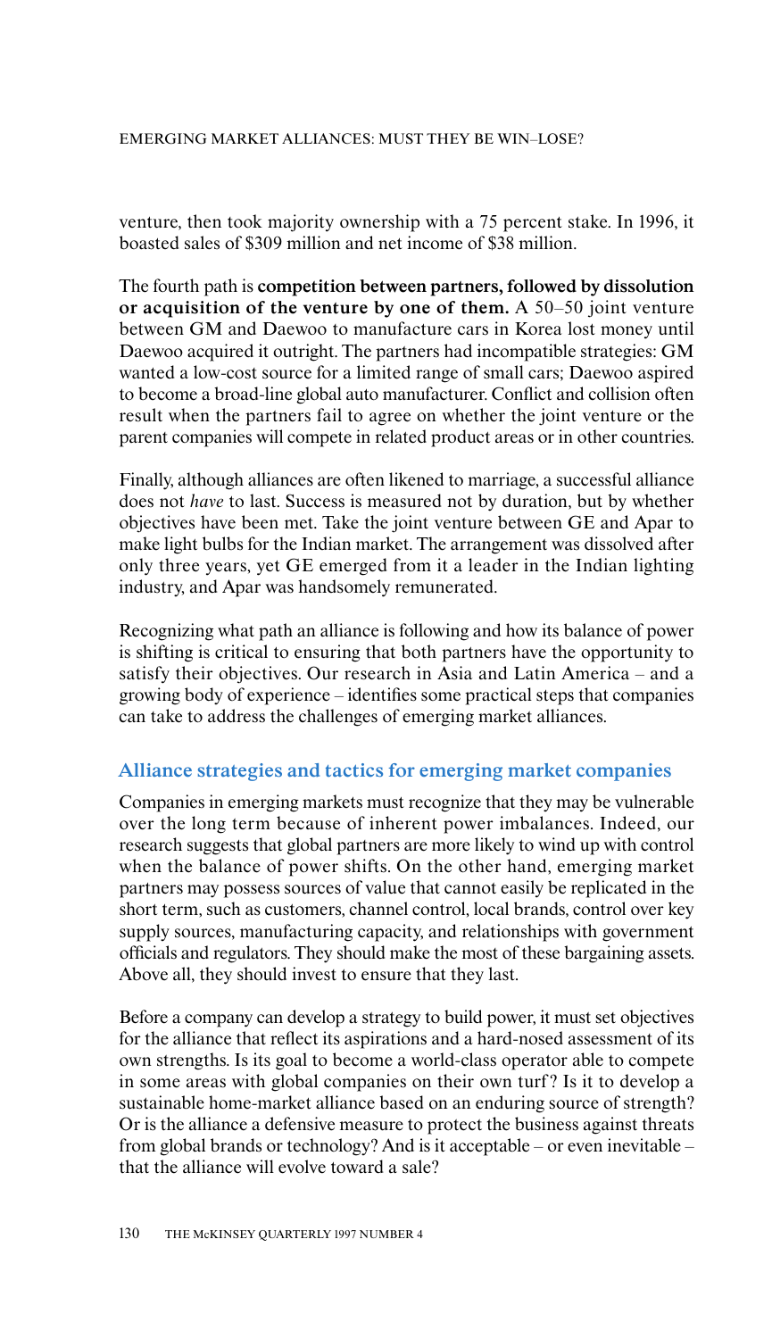venture, then took majority ownership with a 75 percent stake. In 1996, it boasted sales of $309 million and net income of $38 million.

The fourth path is **competition between partners, followed by dissolution or acquisition of the venture by one of them.** A 50–50 joint venture between GM and Daewoo to manufacture cars in Korea lost money until Daewoo acquired it outright. The partners had incompatible strategies: GM wanted a low-cost source for a limited range of small cars; Daewoo aspired to become a broad-line global auto manufacturer. Conflict and collision often result when the partners fail to agree on whether the joint venture or the parent companies will compete in related product areas or in other countries.

Finally, although alliances are often likened to marriage, a successful alliance does not *have* to last. Success is measured not by duration, but by whether objectives have been met. Take the joint venture between GE and Apar to make light bulbs for the Indian market. The arrangement was dissolved after only three years, yet GE emerged from it a leader in the Indian lighting industry, and Apar was handsomely remunerated.

Recognizing what path an alliance is following and how its balance of power is shifting is critical to ensuring that both partners have the opportunity to satisfy their objectives. Our research in Asia and Latin America – and a growing body of experience – identifies some practical steps that companies can take to address the challenges of emerging market alliances.

## Alliance strategies and tactics for emerging market companies

Companies in emerging markets must recognize that they may be vulnerable over the long term because of inherent power imbalances. Indeed, our research suggests that global partners are more likely to wind up with control when the balance of power shifts. On the other hand, emerging market partners may possess sources of value that cannot easily be replicated in the short term, such as customers, channel control, local brands, control over key supply sources, manufacturing capacity, and relationships with government officials and regulators. They should make the most of these bargaining assets. Above all, they should invest to ensure that they last.

Before a company can develop a strategy to build power, it must set objectives for the alliance that reflect its aspirations and a hard-nosed assessment of its own strengths. Is its goal to become a world-class operator able to compete in some areas with global companies on their own turf? Is it to develop a sustainable home-market alliance based on an enduring source of strength? Or is the alliance a defensive measure to protect the business against threats from global brands or technology? And is it acceptable – or even inevitable – that the alliance will evolve toward a sale?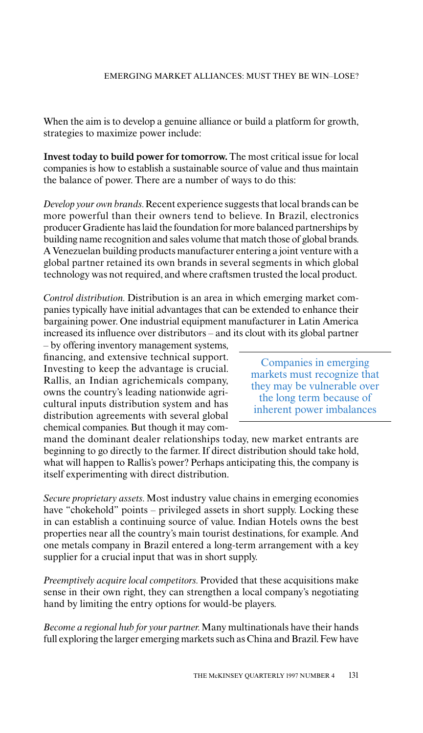When the aim is to develop a genuine alliance or build a platform for growth, strategies to maximize power include:

**Invest today to build power for tomorrow.** The most critical issue for local companies is how to establish a sustainable source of value and thus maintain the balance of power. There are a number of ways to do this:

*Develop your own brands.* Recent experience suggests that local brands can be more powerful than their owners tend to believe. In Brazil, electronics producer Gradiente has laid the foundation for more balanced partnerships by building name recognition and sales volume that match those of global brands. A Venezuelan building products manufacturer entering a joint venture with a global partner retained its own brands in several segments in which global technology was not required, and where craftsmen trusted the local product.

*Control distribution.* Distribution is an area in which emerging market companies typically have initial advantages that can be extended to enhance their bargaining power. One industrial equipment manufacturer in Latin America increased its influence over distributors – and its clout with its global partner – by offering inventory management systems, financing, and extensive technical support. Investing to keep the advantage is crucial. Rallis, an Indian agrichemicals company, owns the country's leading nationwide agricultural inputs distribution system and has distribution agreements with several global chemical companies. But though it may command the dominant dealer relationships today, new market entrants are beginning to go directly to the farmer. If direct distribution should take hold, what will happen to Rallis's power? Perhaps anticipating this, the company is itself experimenting with direct distribution.

> Companies in emerging markets must recognize that they may be vulnerable over the long term because of inherent power imbalances

*Secure proprietary assets.* Most industry value chains in emerging economies have "chokehold" points – privileged assets in short supply. Locking these in can establish a continuing source of value. Indian Hotels owns the best properties near all the country's main tourist destinations, for example. And one metals company in Brazil entered a long-term arrangement with a key supplier for a crucial input that was in short supply.

*Preemptively acquire local competitors.* Provided that these acquisitions make sense in their own right, they can strengthen a local company's negotiating hand by limiting the entry options for would-be players.

*Become a regional hub for your partner.* Many multinationals have their hands full exploring the larger emerging markets such as China and Brazil. Few have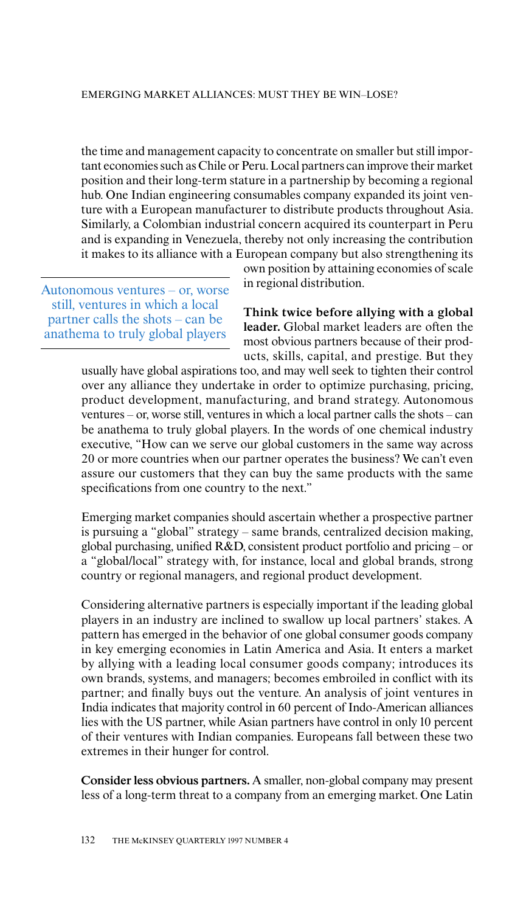the time and management capacity to concentrate on smaller but still important economies such as Chile or Peru. Local partners can improve their market position and their long-term stature in a partnership by becoming a regional hub. One Indian engineering consumables company expanded its joint venture with a European manufacturer to distribute products throughout Asia. Similarly, a Colombian industrial concern acquired its counterpart in Peru and is expanding in Venezuela, thereby not only increasing the contribution it makes to its alliance with a European company but also strengthening its own position by attaining economies of scale in regional distribution.

Autonomous ventures – or, worse still, ventures in which a local partner calls the shots – can be anathema to truly global players

**Think twice before allying with a global leader.** Global market leaders are often the most obvious partners because of their products, skills, capital, and prestige. But they usually have global aspirations too, and may well seek to tighten their control over any alliance they undertake in order to optimize purchasing, pricing, product development, manufacturing, and brand strategy. Autonomous ventures – or, worse still, ventures in which a local partner calls the shots – can be anathema to truly global players. In the words of one chemical industry executive, "How can we serve our global customers in the same way across 20 or more countries when our partner operates the business? We can't even assure our customers that they can buy the same products with the same specifications from one country to the next."

Emerging market companies should ascertain whether a prospective partner is pursuing a "global" strategy – same brands, centralized decision making, global purchasing, unified R&D, consistent product portfolio and pricing – or a "global/local" strategy with, for instance, local and global brands, strong country or regional managers, and regional product development.

Considering alternative partners is especially important if the leading global players in an industry are inclined to swallow up local partners' stakes. A pattern has emerged in the behavior of one global consumer goods company in key emerging economies in Latin America and Asia. It enters a market by allying with a leading local consumer goods company; introduces its own brands, systems, and managers; becomes embroiled in conflict with its partner; and finally buys out the venture. An analysis of joint ventures in India indicates that majority control in 60 percent of Indo-American alliances lies with the US partner, while Asian partners have control in only 10 percent of their ventures with Indian companies. Europeans fall between these two extremes in their hunger for control.

**Consider less obvious partners.** A smaller, non-global company may present less of a long-term threat to a company from an emerging market. One Latin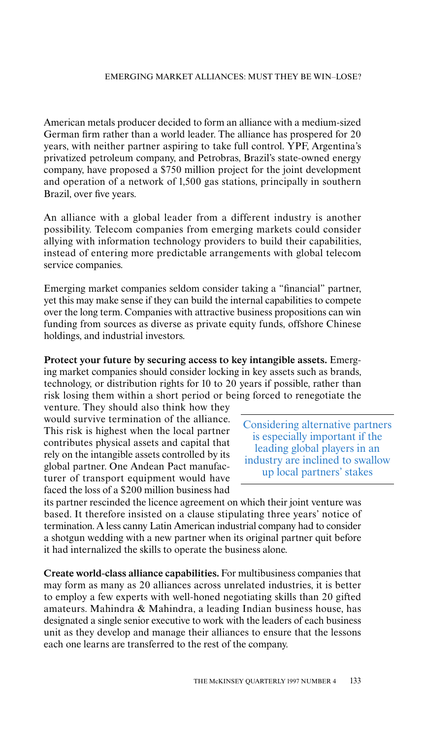American metals producer decided to form an alliance with a medium-sized German firm rather than a world leader. The alliance has prospered for 20 years, with neither partner aspiring to take full control. YPF, Argentina's privatized petroleum company, and Petrobras, Brazil's state-owned energy company, have proposed a $750 million project for the joint development and operation of a network of 1,500 gas stations, principally in southern Brazil, over five years.

An alliance with a global leader from a different industry is another possibility. Telecom companies from emerging markets could consider allying with information technology providers to build their capabilities, instead of entering more predictable arrangements with global telecom service companies.

Emerging market companies seldom consider taking a "financial" partner, yet this may make sense if they can build the internal capabilities to compete over the long term. Companies with attractive business propositions can win funding from sources as diverse as private equity funds, offshore Chinese holdings, and industrial investors.

**Protect your future by securing access to key intangible assets.** Emerging market companies should consider locking in key assets such as brands, technology, or distribution rights for 10 to 20 years if possible, rather than risk losing them within a short period or being forced to renegotiate the venture. They should also think how they would survive termination of the alliance. This risk is highest when the local partner contributes physical assets and capital that rely on the intangible assets controlled by its global partner. One Andean Pact manufacturer of transport equipment would have faced the loss of a $200 million business had its partner rescinded the licence agreement on which their joint venture was based. It therefore insisted on a clause stipulating three years' notice of termination. A less canny Latin American industrial company had to consider a shotgun wedding with a new partner when its original partner quit before it had internalized the skills to operate the business alone.

> Considering alternative partners is especially important if the leading global players in an industry are inclined to swallow up local partners' stakes

**Create world-class alliance capabilities.** For multibusiness companies that may form as many as 20 alliances across unrelated industries, it is better to employ a few experts with well-honed negotiating skills than 20 gifted amateurs. Mahindra & Mahindra, a leading Indian business house, has designated a single senior executive to work with the leaders of each business unit as they develop and manage their alliances to ensure that the lessons each one learns are transferred to the rest of the company.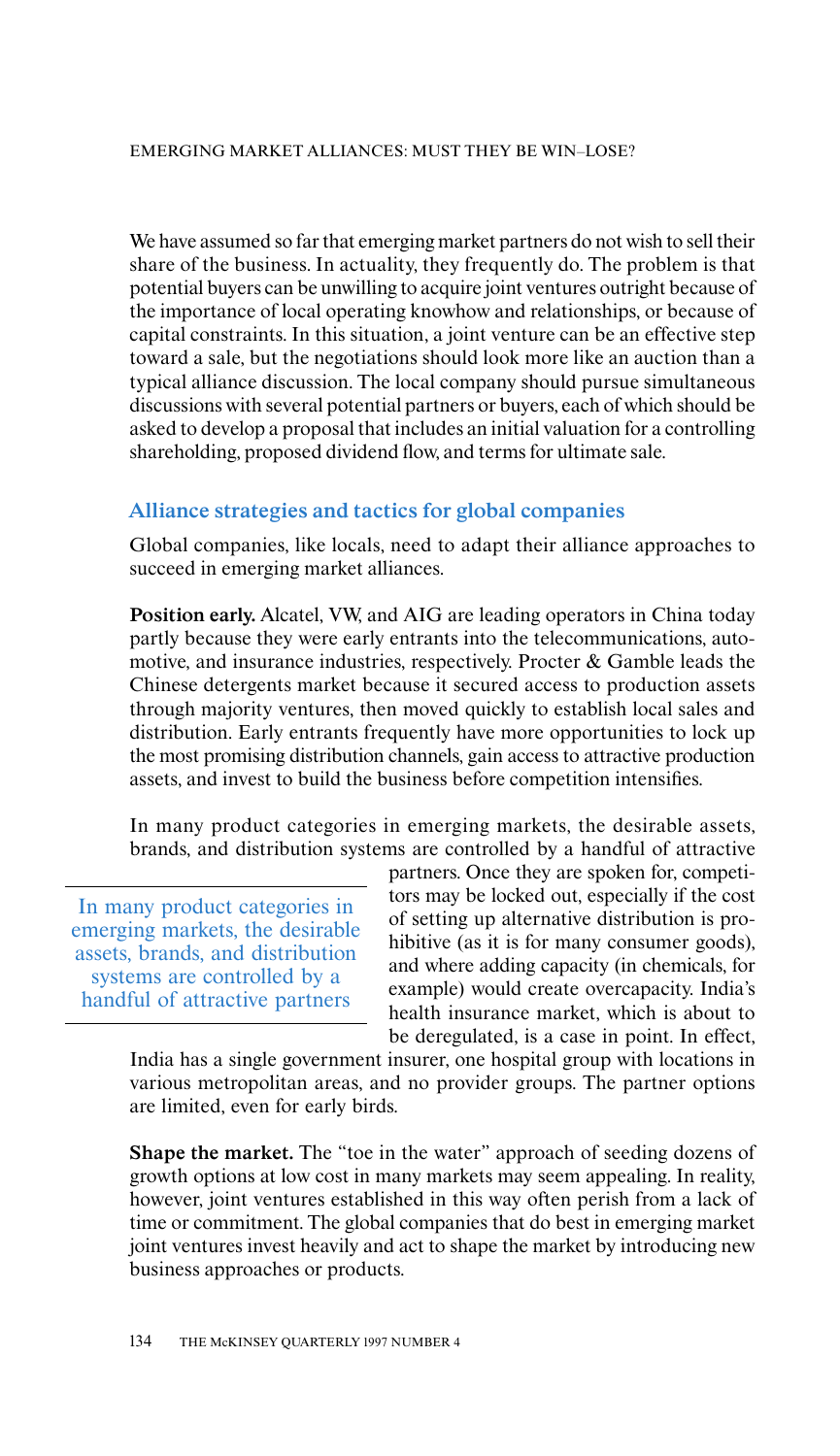We have assumed so far that emerging market partners do not wish to sell their share of the business. In actuality, they frequently do. The problem is that potential buyers can be unwilling to acquire joint ventures outright because of the importance of local operating knowhow and relationships, or because of capital constraints. In this situation, a joint venture can be an effective step toward a sale, but the negotiations should look more like an auction than a typical alliance discussion. The local company should pursue simultaneous discussions with several potential partners or buyers, each of which should be asked to develop a proposal that includes an initial valuation for a controlling shareholding, proposed dividend flow, and terms for ultimate sale.

## Alliance strategies and tactics for global companies

Global companies, like locals, need to adapt their alliance approaches to succeed in emerging market alliances.

**Position early.** Alcatel, VW, and AIG are leading operators in China today partly because they were early entrants into the telecommunications, automotive, and insurance industries, respectively. Procter & Gamble leads the Chinese detergents market because it secured access to production assets through majority ventures, then moved quickly to establish local sales and distribution. Early entrants frequently have more opportunities to lock up the most promising distribution channels, gain access to attractive production assets, and invest to build the business before competition intensifies.

In many product categories in emerging markets, the desirable assets, brands, and distribution systems are controlled by a handful of attractive partners. Once they are spoken for, competitors may be locked out, especially if the cost of setting up alternative distribution is prohibitive (as it is for many consumer goods), and where adding capacity (in chemicals, for example) would create overcapacity. India's health insurance market, which is about to be deregulated, is a case in point. In effect, India has a single government insurer, one hospital group with locations in various metropolitan areas, and no provider groups. The partner options are limited, even for early birds.

> In many product categories in emerging markets, the desirable assets, brands, and distribution systems are controlled by a handful of attractive partners

**Shape the market.** The "toe in the water" approach of seeding dozens of growth options at low cost in many markets may seem appealing. In reality, however, joint ventures established in this way often perish from a lack of time or commitment. The global companies that do best in emerging market joint ventures invest heavily and act to shape the market by introducing new business approaches or products.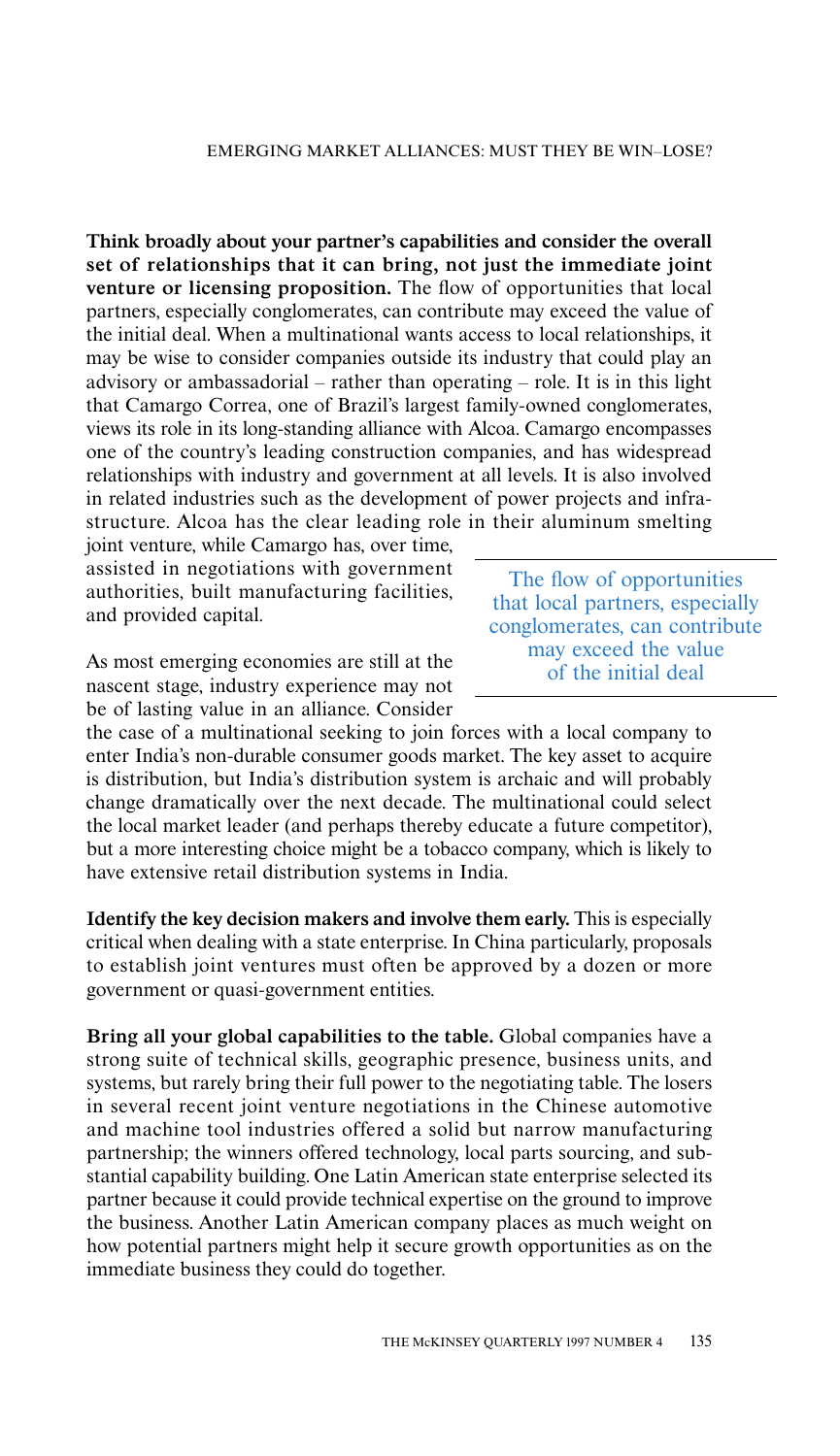**Think broadly about your partner's capabilities and consider the overall set of relationships that it can bring, not just the immediate joint venture or licensing proposition.** The flow of opportunities that local partners, especially conglomerates, can contribute may exceed the value of the initial deal. When a multinational wants access to local relationships, it may be wise to consider companies outside its industry that could play an advisory or ambassadorial – rather than operating – role. It is in this light that Camargo Correa, one of Brazil's largest family-owned conglomerates, views its role in its long-standing alliance with Alcoa. Camargo encompasses one of the country's leading construction companies, and has widespread relationships with industry and government at all levels. It is also involved in related industries such as the development of power projects and infrastructure. Alcoa has the clear leading role in their aluminum smelting joint venture, while Camargo has, over time, assisted in negotiations with government authorities, built manufacturing facilities, and provided capital.

As most emerging economies are still at the nascent stage, industry experience may not be of lasting value in an alliance. Consider the case of a multinational seeking to join forces with a local company to enter India's non-durable consumer goods market. The key asset to acquire is distribution, but India's distribution system is archaic and will probably change dramatically over the next decade. The multinational could select the local market leader (and perhaps thereby educate a future competitor), but a more interesting choice might be a tobacco company, which is likely to have extensive retail distribution systems in India.

> The flow of opportunities that local partners, especially conglomerates, can contribute may exceed the value of the initial deal

**Identify the key decision makers and involve them early.** This is especially critical when dealing with a state enterprise. In China particularly, proposals to establish joint ventures must often be approved by a dozen or more government or quasi-government entities.

**Bring all your global capabilities to the table.** Global companies have a strong suite of technical skills, geographic presence, business units, and systems, but rarely bring their full power to the negotiating table. The losers in several recent joint venture negotiations in the Chinese automotive and machine tool industries offered a solid but narrow manufacturing partnership; the winners offered technology, local parts sourcing, and substantial capability building. One Latin American state enterprise selected its partner because it could provide technical expertise on the ground to improve the business. Another Latin American company places as much weight on how potential partners might help it secure growth opportunities as on the immediate business they could do together.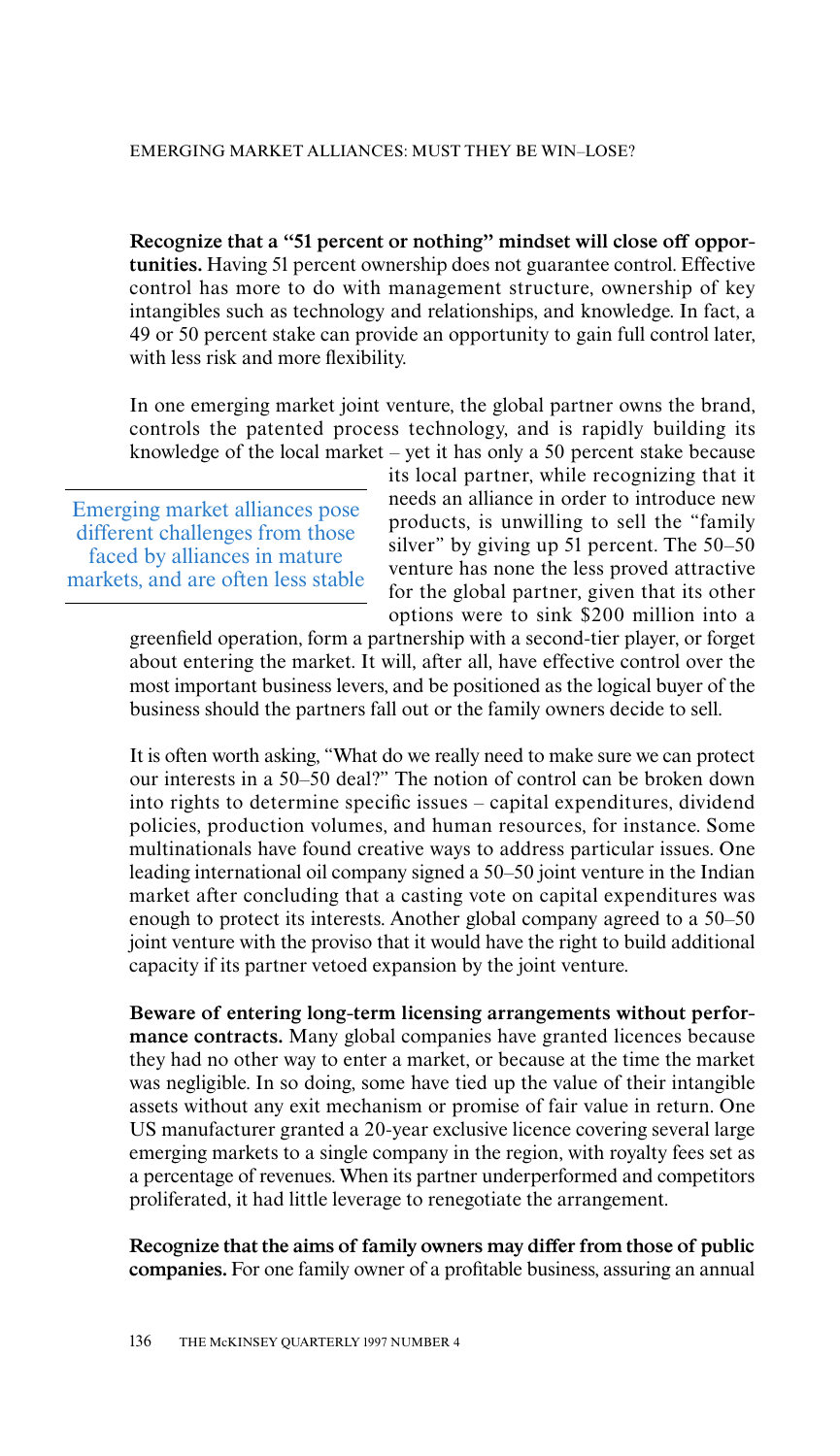**Recognize that a "51 percent or nothing" mindset will close off opportunities.** Having 51 percent ownership does not guarantee control. Effective control has more to do with management structure, ownership of key intangibles such as technology and relationships, and knowledge. In fact, a 49 or 50 percent stake can provide an opportunity to gain full control later, with less risk and more flexibility.

In one emerging market joint venture, the global partner owns the brand, controls the patented process technology, and is rapidly building its knowledge of the local market – yet it has only a 50 percent stake because its local partner, while recognizing that it needs an alliance in order to introduce new products, is unwilling to sell the "family silver" by giving up 51 percent. The 50–50 venture has none the less proved attractive for the global partner, given that its other options were to sink $200 million into a greenfield operation, form a partnership with a second-tier player, or forget about entering the market. It will, after all, have effective control over the most important business levers, and be positioned as the logical buyer of the business should the partners fall out or the family owners decide to sell.

> Emerging market alliances pose different challenges from those faced by alliances in mature markets, and are often less stable

It is often worth asking, "What do we really need to make sure we can protect our interests in a 50–50 deal?" The notion of control can be broken down into rights to determine specific issues – capital expenditures, dividend policies, production volumes, and human resources, for instance. Some multinationals have found creative ways to address particular issues. One leading international oil company signed a 50–50 joint venture in the Indian market after concluding that a casting vote on capital expenditures was enough to protect its interests. Another global company agreed to a 50–50 joint venture with the proviso that it would have the right to build additional capacity if its partner vetoed expansion by the joint venture.

**Beware of entering long-term licensing arrangements without performance contracts.** Many global companies have granted licences because they had no other way to enter a market, or because at the time the market was negligible. In so doing, some have tied up the value of their intangible assets without any exit mechanism or promise of fair value in return. One US manufacturer granted a 20-year exclusive licence covering several large emerging markets to a single company in the region, with royalty fees set as a percentage of revenues. When its partner underperformed and competitors proliferated, it had little leverage to renegotiate the arrangement.

**Recognize that the aims of family owners may differ from those of public companies.** For one family owner of a profitable business, assuring an annual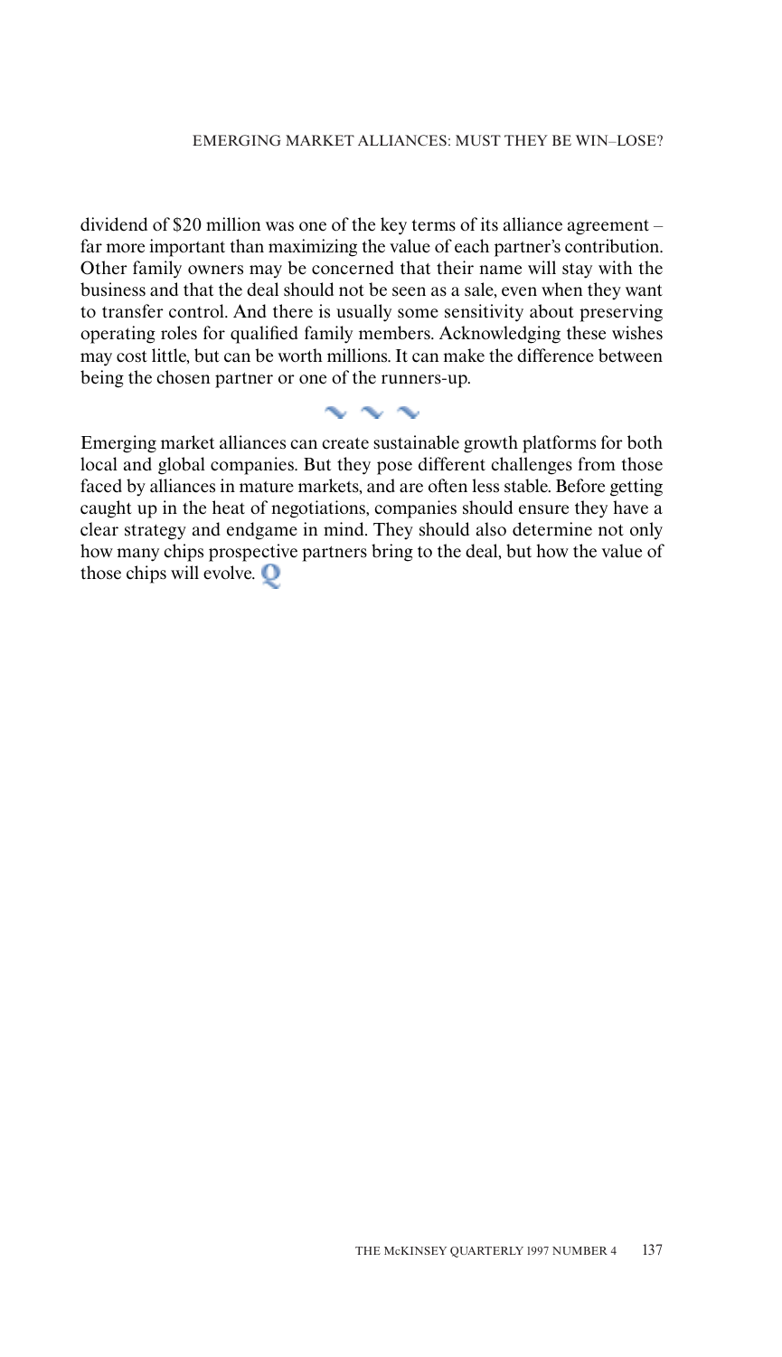dividend of $20 million was one of the key terms of its alliance agreement – far more important than maximizing the value of each partner's contribution. Other family owners may be concerned that their name will stay with the business and that the deal should not be seen as a sale, even when they want to transfer control. And there is usually some sensitivity about preserving operating roles for qualified family members. Acknowledging these wishes may cost little, but can be worth millions. It can make the difference between being the chosen partner or one of the runners-up.

Emerging market alliances can create sustainable growth platforms for both local and global companies. But they pose different challenges from those faced by alliances in mature markets, and are often less stable. Before getting caught up in the heat of negotiations, companies should ensure they have a clear strategy and endgame in mind. They should also determine not only how many chips prospective partners bring to the deal, but how the value of those chips will evolve.